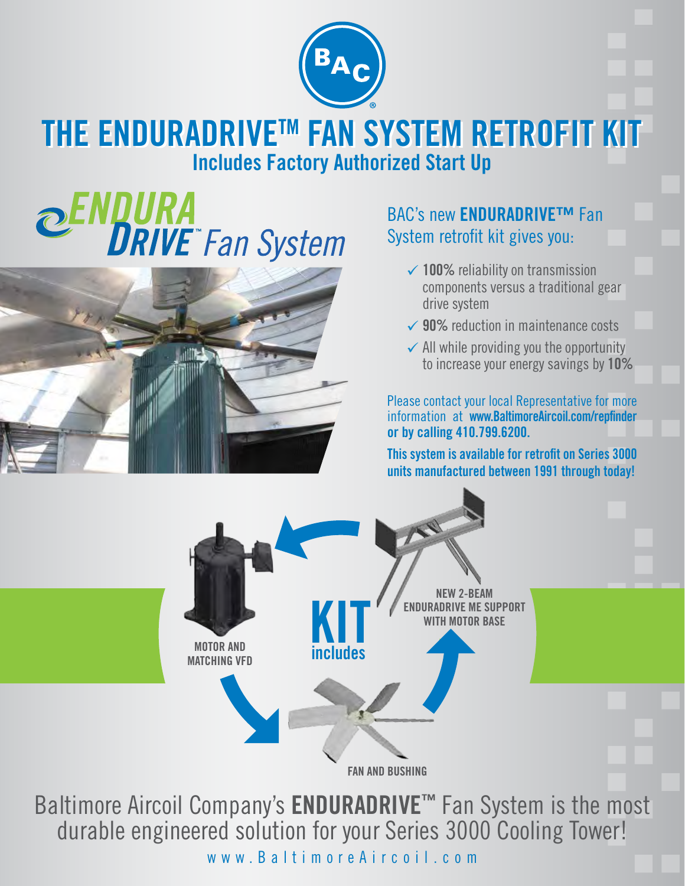# THE ENDURADRIVE™ FAN SYSTEM RETROFIT KIT

## Includes Factory Authorized Start Up

ENDURA DRIVE™ Fan System

BAC's new **ENDURADRIVE™** Fan System retrofit kit gives you:

- ✓ **100%** reliability on transmission components versus a traditional gear drive system
- ✓ **90%** reduction in maintenance costs
- ✓ All while providing you the opportunity to increase your energy savings by **10%**

Please contact your local Representative for more information at **www.BaltimoreAircoil.com/repfinder or by calling 410.799.6200.**

**This system is available for retrofit on Series 3000 units manufactured between 1991 through today!**

**KIT includes**

- **MOTOR AND MATCHING VFD**
- **FAN AND BUSHING**
- **NEW 2-BEAM ENDURADRIVE ME SUPPORT WITH MOTOR BASE**

Baltimore Aircoil Company's **ENDURADRIVE™** Fan System is the most durable engineered solution for your Series 3000 Cooling Tower!

www.BaltimoreAircoil.com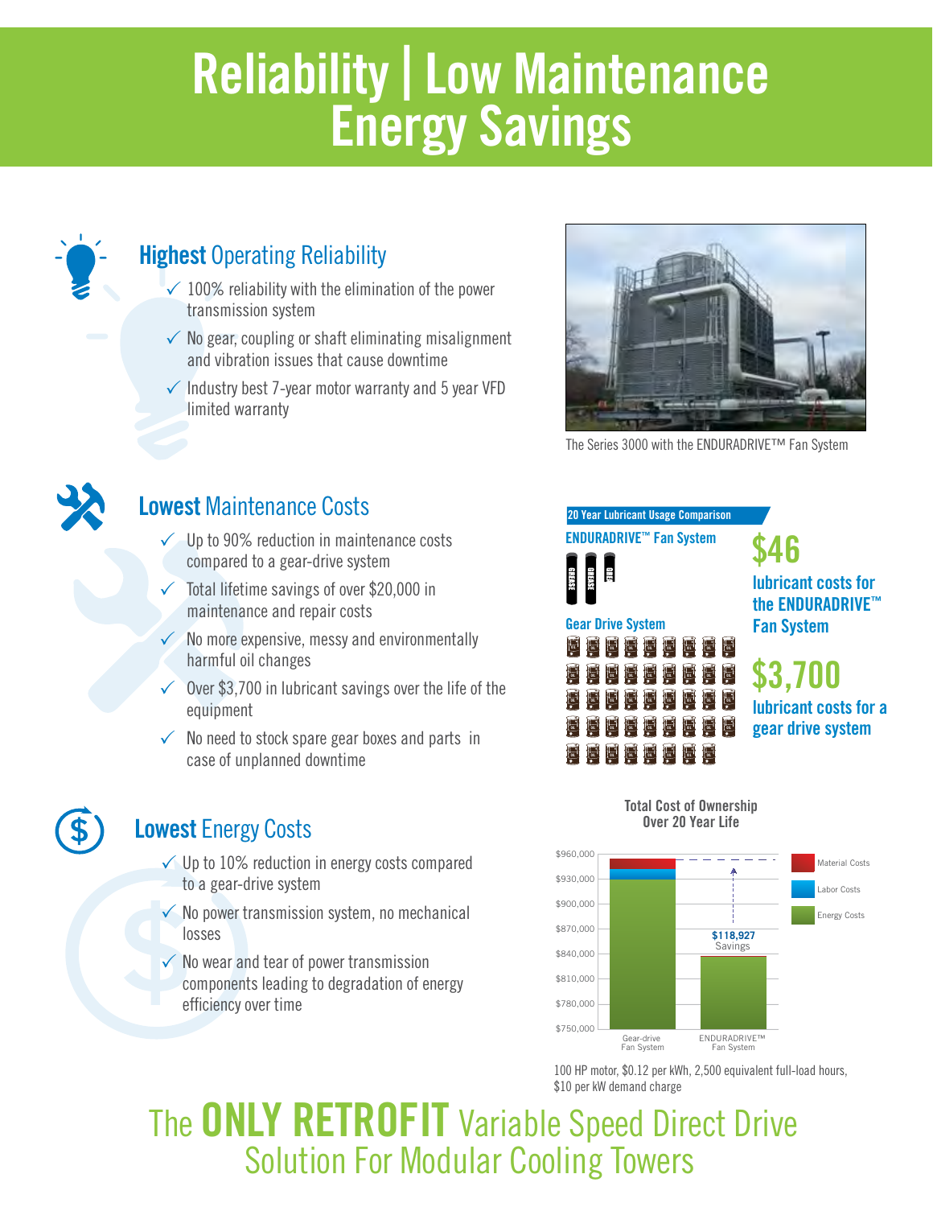# Reliability | Low Maintenance Energy Savings

## **Highest** Operating Reliability

- ✓ 100% reliability with the elimination of the power transmission system
- ✓ No gear, coupling or shaft eliminating misalignment and vibration issues that cause downtime
- ✓ Industry best 7-year motor warranty and 5 year VFD limited warranty

The Series 3000 with the ENDURADRIVE™ Fan System

## **Lowest** Maintenance Costs

- ✓ Up to 90% reduction in maintenance costs compared to a gear-drive system
- ✓ Total lifetime savings of over $20,000 in maintenance and repair costs
- ✓ No more expensive, messy and environmentally harmful oil changes
- ✓ Over $3,700 in lubricant savings over the life of the equipment
- ✓ No need to stock spare gear boxes and parts in case of unplanned downtime

20 Year Lubricant Usage Comparison

ENDURADRIVE™ Fan System

GREASE GREASE GREASE

Gear Drive System

**$46** lubricant costs for the ENDURADRIVE™ Fan System

**$3,700** lubricant costs for a gear drive system

## **Lowest** Energy Costs

- ✓ Up to 10% reduction in energy costs compared to a gear-drive system
- ✓ No power transmission system, no mechanical losses
- ✓ No wear and tear of power transmission components leading to degradation of energy efficiency over time

Total Cost of Ownership Over 20 Year Life

$960,000
$930,000
$900,000
$870,000
$840,000
$810,000
$780,000
$750,000

$118,927 Savings

Gear-drive Fan System

ENDURADRIVE™ Fan System

Material Costs

Labor Costs

Energy Costs

100 HP motor, $0.12 per kWh, 2,500 equivalent full-load hours, $10 per kW demand charge

# The **ONLY RETROFIT** Variable Speed Direct Drive Solution For Modular Cooling Towers